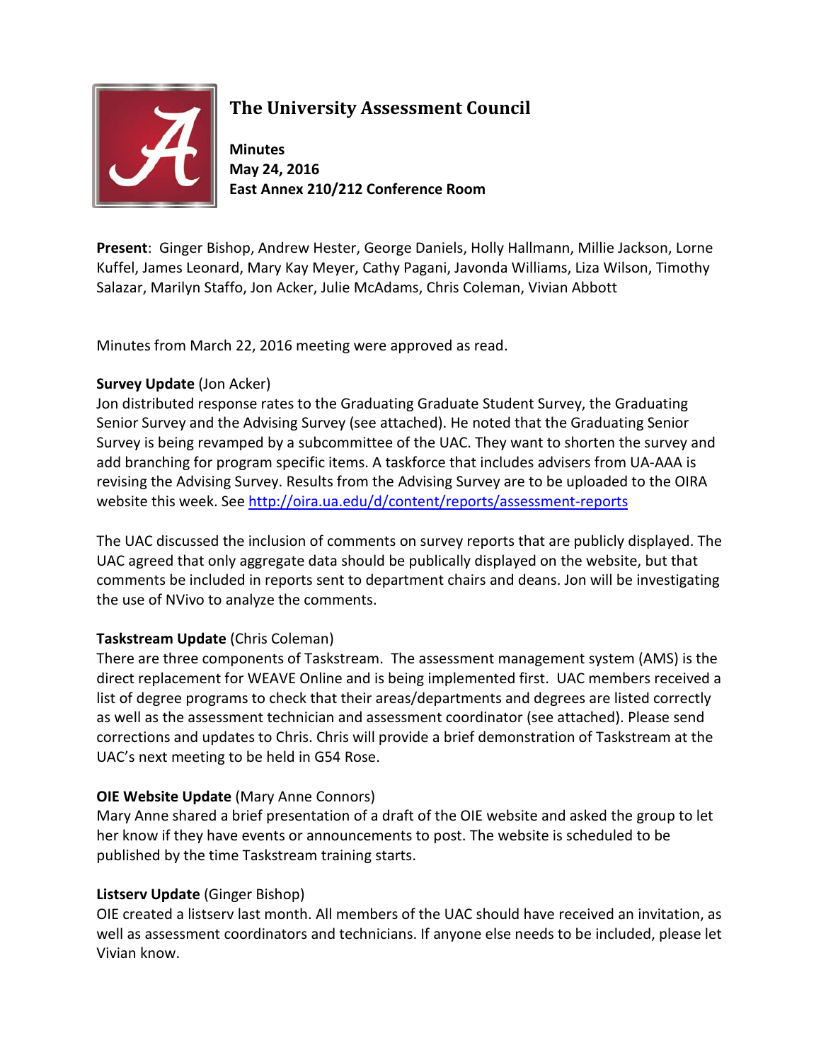# The University Assessment Council

**Minutes**
**May 24, 2016**
**East Annex 210/212 Conference Room**

**Present**: Ginger Bishop, Andrew Hester, George Daniels, Holly Hallmann, Millie Jackson, Lorne Kuffel, James Leonard, Mary Kay Meyer, Cathy Pagani, Javonda Williams, Liza Wilson, Timothy Salazar, Marilyn Staffo, Jon Acker, Julie McAdams, Chris Coleman, Vivian Abbott

Minutes from March 22, 2016 meeting were approved as read.

**Survey Update** (Jon Acker)
Jon distributed response rates to the Graduating Graduate Student Survey, the Graduating Senior Survey and the Advising Survey (see attached). He noted that the Graduating Senior Survey is being revamped by a subcommittee of the UAC. They want to shorten the survey and add branching for program specific items. A taskforce that includes advisers from UA-AAA is revising the Advising Survey. Results from the Advising Survey are to be uploaded to the OIRA website this week. See http://oira.ua.edu/d/content/reports/assessment-reports

The UAC discussed the inclusion of comments on survey reports that are publicly displayed. The UAC agreed that only aggregate data should be publically displayed on the website, but that comments be included in reports sent to department chairs and deans. Jon will be investigating the use of NVivo to analyze the comments.

**Taskstream Update** (Chris Coleman)
There are three components of Taskstream. The assessment management system (AMS) is the direct replacement for WEAVE Online and is being implemented first. UAC members received a list of degree programs to check that their areas/departments and degrees are listed correctly as well as the assessment technician and assessment coordinator (see attached). Please send corrections and updates to Chris. Chris will provide a brief demonstration of Taskstream at the UAC's next meeting to be held in G54 Rose.

**OIE Website Update** (Mary Anne Connors)
Mary Anne shared a brief presentation of a draft of the OIE website and asked the group to let her know if they have events or announcements to post. The website is scheduled to be published by the time Taskstream training starts.

**Listserv Update** (Ginger Bishop)
OIE created a listserv last month. All members of the UAC should have received an invitation, as well as assessment coordinators and technicians. If anyone else needs to be included, please let Vivian know.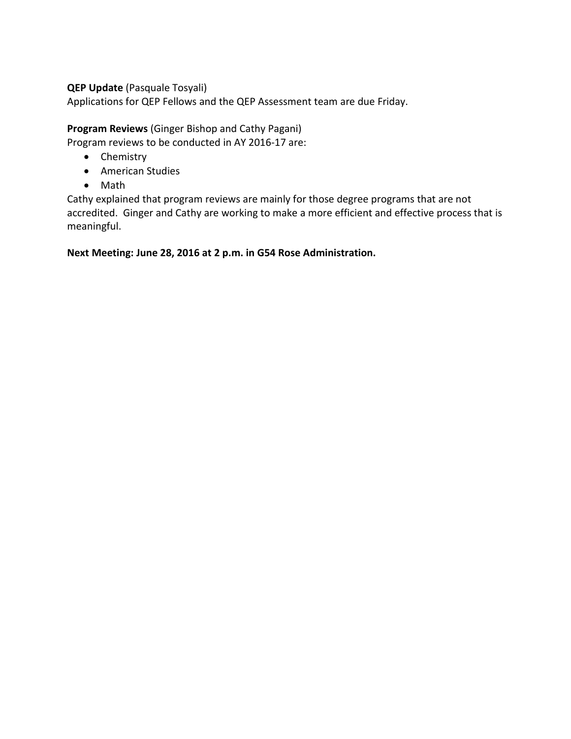**QEP Update** (Pasquale Tosyali)
Applications for QEP Fellows and the QEP Assessment team are due Friday.

**Program Reviews** (Ginger Bishop and Cathy Pagani)
Program reviews to be conducted in AY 2016-17 are:

- Chemistry
- American Studies
- Math

Cathy explained that program reviews are mainly for those degree programs that are not accredited. Ginger and Cathy are working to make a more efficient and effective process that is meaningful.

**Next Meeting: June 28, 2016 at 2 p.m. in G54 Rose Administration.**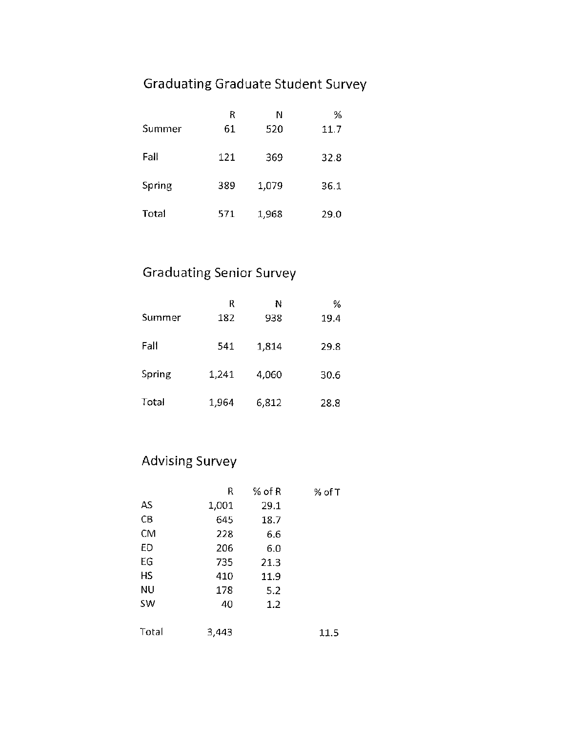## Graduating Graduate Student Survey

| | R | N | % |
|---|---|---|---|
| Summer | 61 | 520 | 11.7 |
| Fall | 121 | 369 | 32.8 |
| Spring | 389 | 1,079 | 36.1 |
| Total | 571 | 1,968 | 29.0 |

## Graduating Senior Survey

| | R | N | % |
|---|---|---|---|
| Summer | 182 | 938 | 19.4 |
| Fall | 541 | 1,814 | 29.8 |
| Spring | 1,241 | 4,060 | 30.6 |
| Total | 1,964 | 6,812 | 28.8 |

## Advising Survey

| | R | % of R | % of T |
|---|---|---|---|
| AS | 1,001 | 29.1 | |
| CB | 645 | 18.7 | |
| CM | 228 | 6.6 | |
| ED | 206 | 6.0 | |
| EG | 735 | 21.3 | |
| HS | 410 | 11.9 | |
| NU | 178 | 5.2 | |
| SW | 40 | 1.2 | |
| Total | 3,443 | | 11.5 |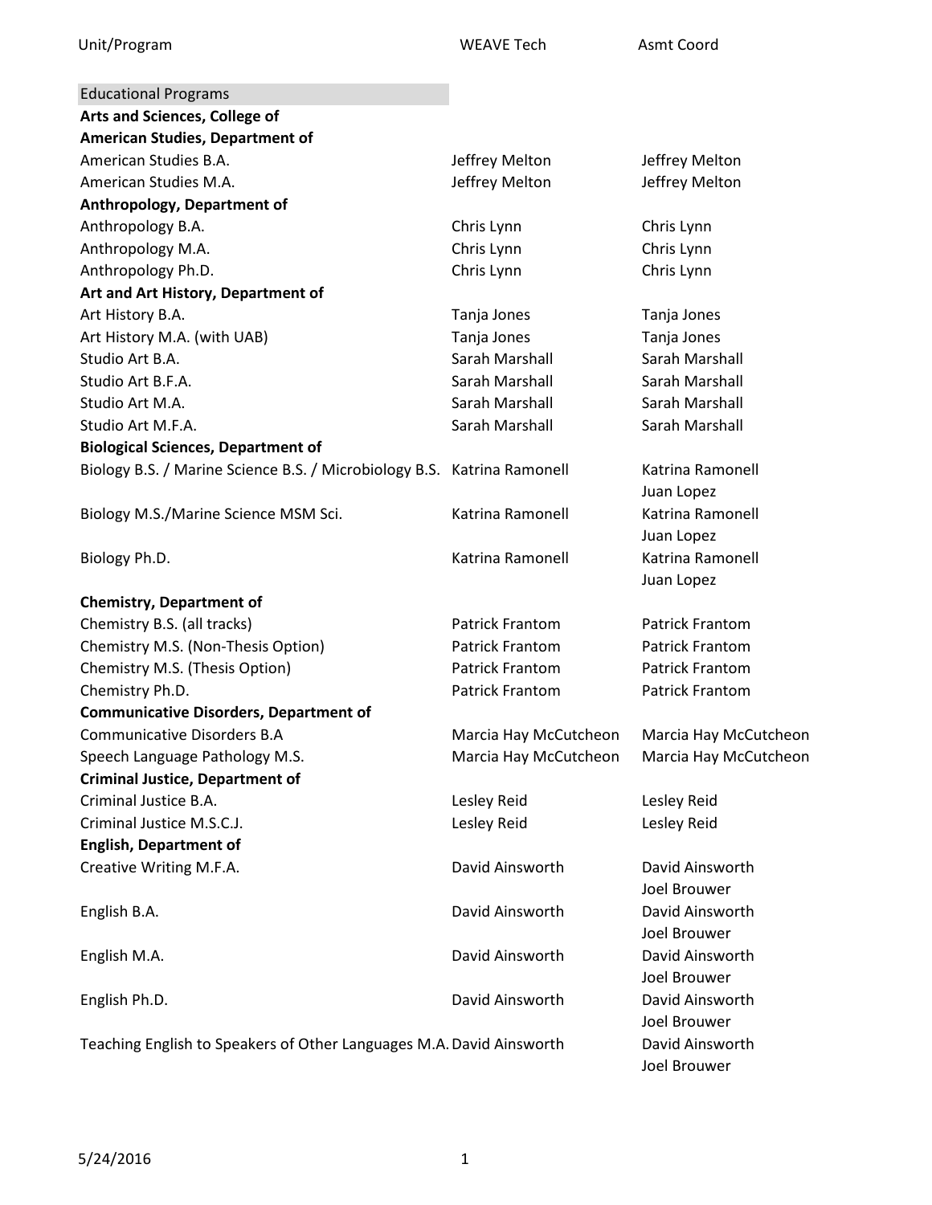| Unit/Program | WEAVE Tech | Asmt Coord |
|---|---|---|
| Educational Programs | | |
| **Arts and Sciences, College of** | | |
| **American Studies, Department of** | | |
| American Studies B.A. | Jeffrey Melton | Jeffrey Melton |
| American Studies M.A. | Jeffrey Melton | Jeffrey Melton |
| **Anthropology, Department of** | | |
| Anthropology B.A. | Chris Lynn | Chris Lynn |
| Anthropology M.A. | Chris Lynn | Chris Lynn |
| Anthropology Ph.D. | Chris Lynn | Chris Lynn |
| **Art and Art History, Department of** | | |
| Art History B.A. | Tanja Jones | Tanja Jones |
| Art History M.A. (with UAB) | Tanja Jones | Tanja Jones |
| Studio Art B.A. | Sarah Marshall | Sarah Marshall |
| Studio Art B.F.A. | Sarah Marshall | Sarah Marshall |
| Studio Art M.A. | Sarah Marshall | Sarah Marshall |
| Studio Art M.F.A. | Sarah Marshall | Sarah Marshall |
| **Biological Sciences, Department of** | | |
| Biology B.S. / Marine Science B.S. / Microbiology B.S. | Katrina Ramonell | Katrina Ramonell<br>Juan Lopez |
| Biology M.S./Marine Science MSM Sci. | Katrina Ramonell | Katrina Ramonell<br>Juan Lopez |
| Biology Ph.D. | Katrina Ramonell | Katrina Ramonell<br>Juan Lopez |
| **Chemistry, Department of** | | |
| Chemistry B.S. (all tracks) | Patrick Frantom | Patrick Frantom |
| Chemistry M.S. (Non-Thesis Option) | Patrick Frantom | Patrick Frantom |
| Chemistry M.S. (Thesis Option) | Patrick Frantom | Patrick Frantom |
| Chemistry Ph.D. | Patrick Frantom | Patrick Frantom |
| **Communicative Disorders, Department of** | | |
| Communicative Disorders B.A | Marcia Hay McCutcheon | Marcia Hay McCutcheon |
| Speech Language Pathology M.S. | Marcia Hay McCutcheon | Marcia Hay McCutcheon |
| **Criminal Justice, Department of** | | |
| Criminal Justice B.A. | Lesley Reid | Lesley Reid |
| Criminal Justice M.S.C.J. | Lesley Reid | Lesley Reid |
| **English, Department of** | | |
| Creative Writing M.F.A. | David Ainsworth | David Ainsworth<br>Joel Brouwer |
| English B.A. | David Ainsworth | David Ainsworth<br>Joel Brouwer |
| English M.A. | David Ainsworth | David Ainsworth<br>Joel Brouwer |
| English Ph.D. | David Ainsworth | David Ainsworth<br>Joel Brouwer |
| Teaching English to Speakers of Other Languages M.A. | David Ainsworth | David Ainsworth<br>Joel Brouwer |

5/24/2016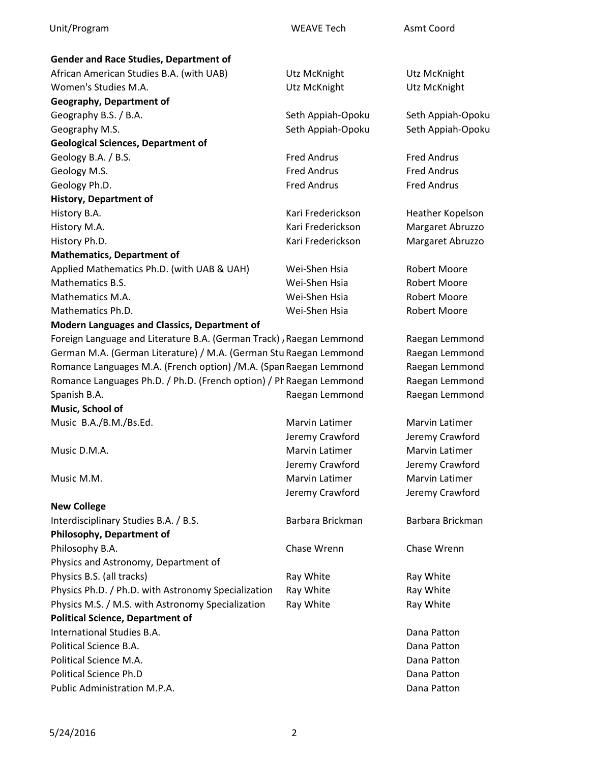| Unit/Program | WEAVE Tech | Asmt Coord |
| --- | --- | --- |
| **Gender and Race Studies, Department of** | | |
| African American Studies B.A. (with UAB) | Utz McKnight | Utz McKnight |
| Women's Studies M.A. | Utz McKnight | Utz McKnight |
| **Geography, Department of** | | |
| Geography B.S. / B.A. | Seth Appiah-Opoku | Seth Appiah-Opoku |
| Geography M.S. | Seth Appiah-Opoku | Seth Appiah-Opoku |
| **Geological Sciences, Department of** | | |
| Geology B.A. / B.S. | Fred Andrus | Fred Andrus |
| Geology M.S. | Fred Andrus | Fred Andrus |
| Geology Ph.D. | Fred Andrus | Fred Andrus |
| **History, Department of** | | |
| History B.A. | Kari Frederickson | Heather Kopelson |
| History M.A. | Kari Frederickson | Margaret Abruzzo |
| History Ph.D. | Kari Frederickson | Margaret Abruzzo |
| **Mathematics, Department of** | | |
| Applied Mathematics Ph.D. (with UAB & UAH) | Wei-Shen Hsia | Robert Moore |
| Mathematics B.S. | Wei-Shen Hsia | Robert Moore |
| Mathematics M.A. | Wei-Shen Hsia | Robert Moore |
| Mathematics Ph.D. | Wei-Shen Hsia | Robert Moore |
| **Modern Languages and Classics, Department of** | | |
| Foreign Language and Literature B.A. (German Track) , | Raegan Lemmond | Raegan Lemmond |
| German M.A. (German Literature) / M.A. (German Stu | Raegan Lemmond | Raegan Lemmond |
| Romance Languages M.A. (French option) /M.A. (Span | Raegan Lemmond | Raegan Lemmond |
| Romance Languages Ph.D. / Ph.D. (French option) / Ph | Raegan Lemmond | Raegan Lemmond |
| Spanish B.A. | Raegan Lemmond | Raegan Lemmond |
| **Music, School of** | | |
| Music B.A./B.M./Bs.Ed. | Marvin Latimer<br>Jeremy Crawford | Marvin Latimer<br>Jeremy Crawford |
| Music D.M.A. | Marvin Latimer<br>Jeremy Crawford | Marvin Latimer<br>Jeremy Crawford |
| Music M.M. | Marvin Latimer<br>Jeremy Crawford | Marvin Latimer<br>Jeremy Crawford |
| **New College** | | |
| Interdisciplinary Studies B.A. / B.S. | Barbara Brickman | Barbara Brickman |
| **Philosophy, Department of** | | |
| Philosophy B.A. | Chase Wrenn | Chase Wrenn |
| Physics and Astronomy, Department of | | |
| Physics B.S. (all tracks) | Ray White | Ray White |
| Physics Ph.D. / Ph.D. with Astronomy Specialization | Ray White | Ray White |
| Physics M.S. / M.S. with Astronomy Specialization | Ray White | Ray White |
| **Political Science, Department of** | | |
| International Studies B.A. | | Dana Patton |
| Political Science B.A. | | Dana Patton |
| Political Science M.A. | | Dana Patton |
| Political Science Ph.D | | Dana Patton |
| Public Administration M.P.A. | | Dana Patton |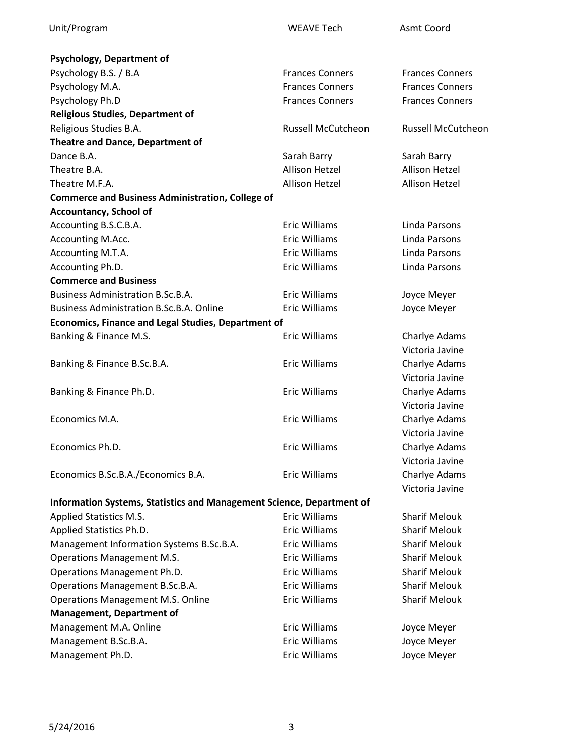| Unit/Program | WEAVE Tech | Asmt Coord |
|---|---|---|
| **Psychology, Department of** | | |
| Psychology B.S. / B.A | Frances Conners | Frances Conners |
| Psychology M.A. | Frances Conners | Frances Conners |
| Psychology Ph.D | Frances Conners | Frances Conners |
| **Religious Studies, Department of** | | |
| Religious Studies B.A. | Russell McCutcheon | Russell McCutcheon |
| **Theatre and Dance, Department of** | | |
| Dance B.A. | Sarah Barry | Sarah Barry |
| Theatre B.A. | Allison Hetzel | Allison Hetzel |
| Theatre M.F.A. | Allison Hetzel | Allison Hetzel |
| **Commerce and Business Administration, College of** | | |
| **Accountancy, School of** | | |
| Accounting B.S.C.B.A. | Eric Williams | Linda Parsons |
| Accounting M.Acc. | Eric Williams | Linda Parsons |
| Accounting M.T.A. | Eric Williams | Linda Parsons |
| Accounting Ph.D. | Eric Williams | Linda Parsons |
| **Commerce and Business** | | |
| Business Administration B.Sc.B.A. | Eric Williams | Joyce Meyer |
| Business Administration B.Sc.B.A. Online | Eric Williams | Joyce Meyer |
| **Economics, Finance and Legal Studies, Department of** | | |
| Banking & Finance M.S. | Eric Williams | Charlye Adams<br>Victoria Javine |
| Banking & Finance B.Sc.B.A. | Eric Williams | Charlye Adams<br>Victoria Javine |
| Banking & Finance Ph.D. | Eric Williams | Charlye Adams<br>Victoria Javine |
| Economics M.A. | Eric Williams | Charlye Adams<br>Victoria Javine |
| Economics Ph.D. | Eric Williams | Charlye Adams<br>Victoria Javine |
| Economics B.Sc.B.A./Economics B.A. | Eric Williams | Charlye Adams<br>Victoria Javine |
| **Information Systems, Statistics and Management Science, Department of** | | |
| Applied Statistics M.S. | Eric Williams | Sharif Melouk |
| Applied Statistics Ph.D. | Eric Williams | Sharif Melouk |
| Management Information Systems B.Sc.B.A. | Eric Williams | Sharif Melouk |
| Operations Management M.S. | Eric Williams | Sharif Melouk |
| Operations Management Ph.D. | Eric Williams | Sharif Melouk |
| Operations Management B.Sc.B.A. | Eric Williams | Sharif Melouk |
| Operations Management M.S. Online | Eric Williams | Sharif Melouk |
| **Management, Department of** | | |
| Management M.A. Online | Eric Williams | Joyce Meyer |
| Management B.Sc.B.A. | Eric Williams | Joyce Meyer |
| Management Ph.D. | Eric Williams | Joyce Meyer |

5/24/2016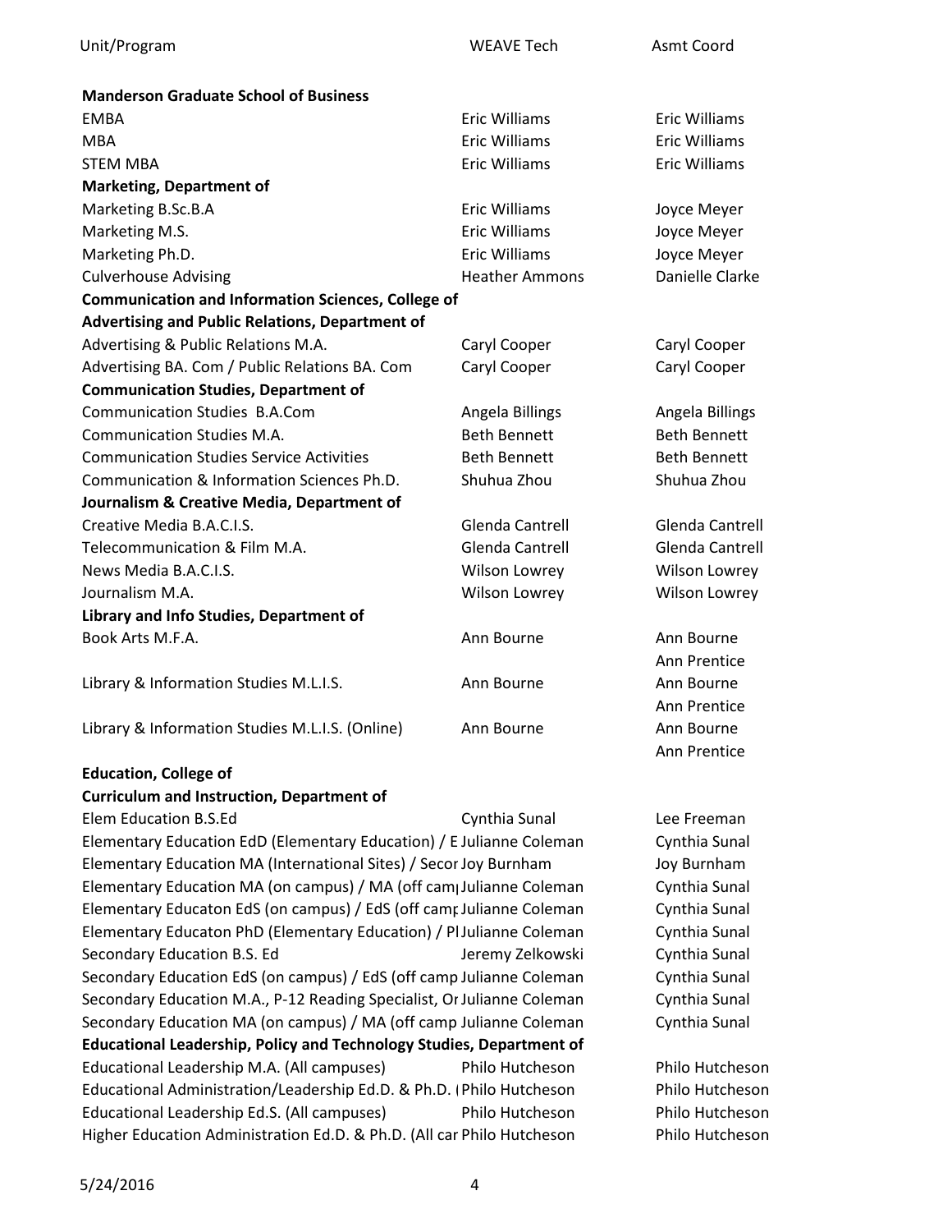| Unit/Program | WEAVE Tech | Asmt Coord |
|---|---|---|
| **Manderson Graduate School of Business** | | |
| EMBA | Eric Williams | Eric Williams |
| MBA | Eric Williams | Eric Williams |
| STEM MBA | Eric Williams | Eric Williams |
| **Marketing, Department of** | | |
| Marketing B.Sc.B.A | Eric Williams | Joyce Meyer |
| Marketing M.S. | Eric Williams | Joyce Meyer |
| Marketing Ph.D. | Eric Williams | Joyce Meyer |
| Culverhouse Advising | Heather Ammons | Danielle Clarke |
| **Communication and Information Sciences, College of** | | |
| **Advertising and Public Relations, Department of** | | |
| Advertising & Public Relations M.A. | Caryl Cooper | Caryl Cooper |
| Advertising BA. Com / Public Relations BA. Com | Caryl Cooper | Caryl Cooper |
| **Communication Studies, Department of** | | |
| Communication Studies B.A.Com | Angela Billings | Angela Billings |
| Communication Studies M.A. | Beth Bennett | Beth Bennett |
| Communication Studies Service Activities | Beth Bennett | Beth Bennett |
| Communication & Information Sciences Ph.D. | Shuhua Zhou | Shuhua Zhou |
| **Journalism & Creative Media, Department of** | | |
| Creative Media B.A.C.I.S. | Glenda Cantrell | Glenda Cantrell |
| Telecommunication & Film M.A. | Glenda Cantrell | Glenda Cantrell |
| News Media B.A.C.I.S. | Wilson Lowrey | Wilson Lowrey |
| Journalism M.A. | Wilson Lowrey | Wilson Lowrey |
| **Library and Info Studies, Department of** | | |
| Book Arts M.F.A. | Ann Bourne | Ann Bourne<br>Ann Prentice |
| Library & Information Studies M.L.I.S. | Ann Bourne | Ann Bourne<br>Ann Prentice |
| Library & Information Studies M.L.I.S. (Online) | Ann Bourne | Ann Bourne<br>Ann Prentice |
| **Education, College of** | | |
| **Curriculum and Instruction, Department of** | | |
| Elem Education B.S.Ed | Cynthia Sunal | Lee Freeman |
| Elementary Education EdD (Elementary Education) / E | Julianne Coleman | Cynthia Sunal |
| Elementary Education MA (International Sites) / Secor | Joy Burnham | Joy Burnham |
| Elementary Education MA (on campus) / MA (off camp | Julianne Coleman | Cynthia Sunal |
| Elementary Educaton EdS (on campus) / EdS (off camp | Julianne Coleman | Cynthia Sunal |
| Elementary Educaton PhD (Elementary Education) / Pl | Julianne Coleman | Cynthia Sunal |
| Secondary Education B.S. Ed | Jeremy Zelkowski | Cynthia Sunal |
| Secondary Education EdS (on campus) / EdS (off camp | Julianne Coleman | Cynthia Sunal |
| Secondary Education M.A., P-12 Reading Specialist, Or | Julianne Coleman | Cynthia Sunal |
| Secondary Education MA (on campus) / MA (off camp | Julianne Coleman | Cynthia Sunal |
| **Educational Leadership, Policy and Technology Studies, Department of** | | |
| Educational Leadership M.A. (All campuses) | Philo Hutcheson | Philo Hutcheson |
| Educational Administration/Leadership Ed.D. & Ph.D. ( | Philo Hutcheson | Philo Hutcheson |
| Educational Leadership Ed.S. (All campuses) | Philo Hutcheson | Philo Hutcheson |
| Higher Education Administration Ed.D. & Ph.D. (All car | Philo Hutcheson | Philo Hutcheson |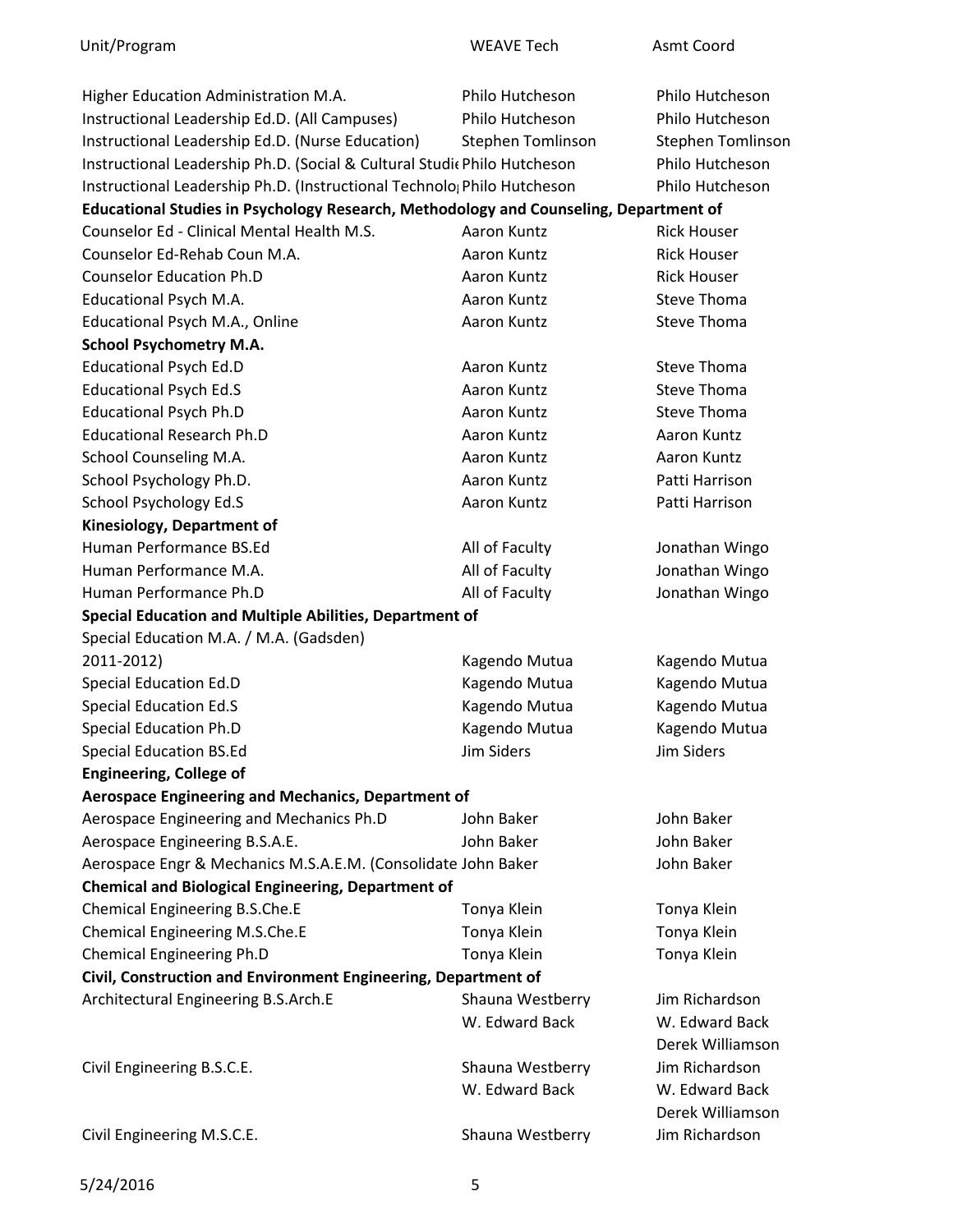| Unit/Program | WEAVE Tech | Asmt Coord |
|---|---|---|
| Higher Education Administration M.A. | Philo Hutcheson | Philo Hutcheson |
| Instructional Leadership Ed.D. (All Campuses) | Philo Hutcheson | Philo Hutcheson |
| Instructional Leadership Ed.D. (Nurse Education) | Stephen Tomlinson | Stephen Tomlinson |
| Instructional Leadership Ph.D. (Social & Cultural Studi | Philo Hutcheson | Philo Hutcheson |
| Instructional Leadership Ph.D. (Instructional Technolo | Philo Hutcheson | Philo Hutcheson |
| **Educational Studies in Psychology Research, Methodology and Counseling, Department of** | | |
| Counselor Ed - Clinical Mental Health M.S. | Aaron Kuntz | Rick Houser |
| Counselor Ed-Rehab Coun M.A. | Aaron Kuntz | Rick Houser |
| Counselor Education Ph.D | Aaron Kuntz | Rick Houser |
| Educational Psych M.A. | Aaron Kuntz | Steve Thoma |
| Educational Psych M.A., Online | Aaron Kuntz | Steve Thoma |
| **School Psychometry M.A.** | | |
| Educational Psych Ed.D | Aaron Kuntz | Steve Thoma |
| Educational Psych Ed.S | Aaron Kuntz | Steve Thoma |
| Educational Psych Ph.D | Aaron Kuntz | Steve Thoma |
| Educational Research Ph.D | Aaron Kuntz | Aaron Kuntz |
| School Counseling M.A. | Aaron Kuntz | Aaron Kuntz |
| School Psychology Ph.D. | Aaron Kuntz | Patti Harrison |
| School Psychology Ed.S | Aaron Kuntz | Patti Harrison |
| **Kinesiology, Department of** | | |
| Human Performance BS.Ed | All of Faculty | Jonathan Wingo |
| Human Performance M.A. | All of Faculty | Jonathan Wingo |
| Human Performance Ph.D | All of Faculty | Jonathan Wingo |
| **Special Education and Multiple Abilities, Department of** | | |
| Special Education M.A. / M.A. (Gadsden) 2011-2012) | Kagendo Mutua | Kagendo Mutua |
| Special Education Ed.D | Kagendo Mutua | Kagendo Mutua |
| Special Education Ed.S | Kagendo Mutua | Kagendo Mutua |
| Special Education Ph.D | Kagendo Mutua | Kagendo Mutua |
| Special Education BS.Ed | Jim Siders | Jim Siders |
| **Engineering, College of** | | |
| **Aerospace Engineering and Mechanics, Department of** | | |
| Aerospace Engineering and Mechanics Ph.D | John Baker | John Baker |
| Aerospace Engineering B.S.A.E. | John Baker | John Baker |
| Aerospace Engr & Mechanics M.S.A.E.M. (Consolidate | John Baker | John Baker |
| **Chemical and Biological Engineering, Department of** | | |
| Chemical Engineering B.S.Che.E | Tonya Klein | Tonya Klein |
| Chemical Engineering M.S.Che.E | Tonya Klein | Tonya Klein |
| Chemical Engineering Ph.D | Tonya Klein | Tonya Klein |
| **Civil, Construction and Environment Engineering, Department of** | | |
| Architectural Engineering B.S.Arch.E | Shauna Westberry<br>W. Edward Back | Jim Richardson<br>W. Edward Back<br>Derek Williamson |
| Civil Engineering B.S.C.E. | Shauna Westberry<br>W. Edward Back | Jim Richardson<br>W. Edward Back<br>Derek Williamson |
| Civil Engineering M.S.C.E. | Shauna Westberry | Jim Richardson |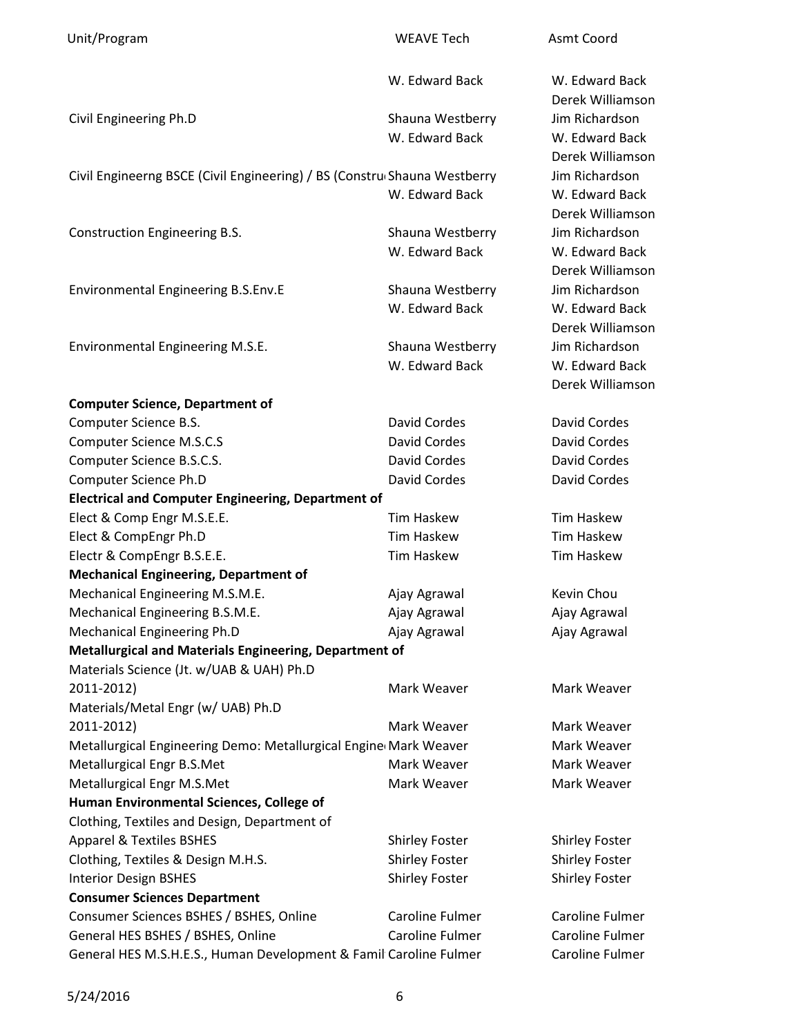| Unit/Program | WEAVE Tech | Asmt Coord |
|---|---|---|
| | W. Edward Back | W. Edward Back |
| | | Derek Williamson |
| Civil Engineering Ph.D | Shauna Westberry | Jim Richardson |
| | W. Edward Back | W. Edward Back |
| | | Derek Williamson |
| Civil Engineerng BSCE (Civil Engineering) / BS (Constru | Shauna Westberry | Jim Richardson |
| | W. Edward Back | W. Edward Back |
| | | Derek Williamson |
| Construction Engineering B.S. | Shauna Westberry | Jim Richardson |
| | W. Edward Back | W. Edward Back |
| | | Derek Williamson |
| Environmental Engineering B.S.Env.E | Shauna Westberry | Jim Richardson |
| | W. Edward Back | W. Edward Back |
| | | Derek Williamson |
| Environmental Engineering M.S.E. | Shauna Westberry | Jim Richardson |
| | W. Edward Back | W. Edward Back |
| | | Derek Williamson |
| **Computer Science, Department of** | | |
| Computer Science B.S. | David Cordes | David Cordes |
| Computer Science M.S.C.S | David Cordes | David Cordes |
| Computer Science B.S.C.S. | David Cordes | David Cordes |
| Computer Science Ph.D | David Cordes | David Cordes |
| **Electrical and Computer Engineering, Department of** | | |
| Elect & Comp Engr M.S.E.E. | Tim Haskew | Tim Haskew |
| Elect & CompEngr Ph.D | Tim Haskew | Tim Haskew |
| Electr & CompEngr B.S.E.E. | Tim Haskew | Tim Haskew |
| **Mechanical Engineering, Department of** | | |
| Mechanical Engineering M.S.M.E. | Ajay Agrawal | Kevin Chou |
| Mechanical Engineering B.S.M.E. | Ajay Agrawal | Ajay Agrawal |
| Mechanical Engineering Ph.D | Ajay Agrawal | Ajay Agrawal |
| **Metallurgical and Materials Engineering, Department of** | | |
| Materials Science (Jt. w/UAB & UAH) Ph.D 2011-2012) | Mark Weaver | Mark Weaver |
| Materials/Metal Engr (w/ UAB) Ph.D 2011-2012) | Mark Weaver | Mark Weaver |
| Metallurgical Engineering Demo: Metallurgical Engine | Mark Weaver | Mark Weaver |
| Metallurgical Engr B.S.Met | Mark Weaver | Mark Weaver |
| Metallurgical Engr M.S.Met | Mark Weaver | Mark Weaver |
| **Human Environmental Sciences, College of** | | |
| Clothing, Textiles and Design, Department of | | |
| Apparel & Textiles BSHES | Shirley Foster | Shirley Foster |
| Clothing, Textiles & Design M.H.S. | Shirley Foster | Shirley Foster |
| Interior Design BSHES | Shirley Foster | Shirley Foster |
| **Consumer Sciences Department** | | |
| Consumer Sciences BSHES / BSHES, Online | Caroline Fulmer | Caroline Fulmer |
| General HES BSHES / BSHES, Online | Caroline Fulmer | Caroline Fulmer |
| General HES M.S.H.E.S., Human Development & Famil | Caroline Fulmer | Caroline Fulmer |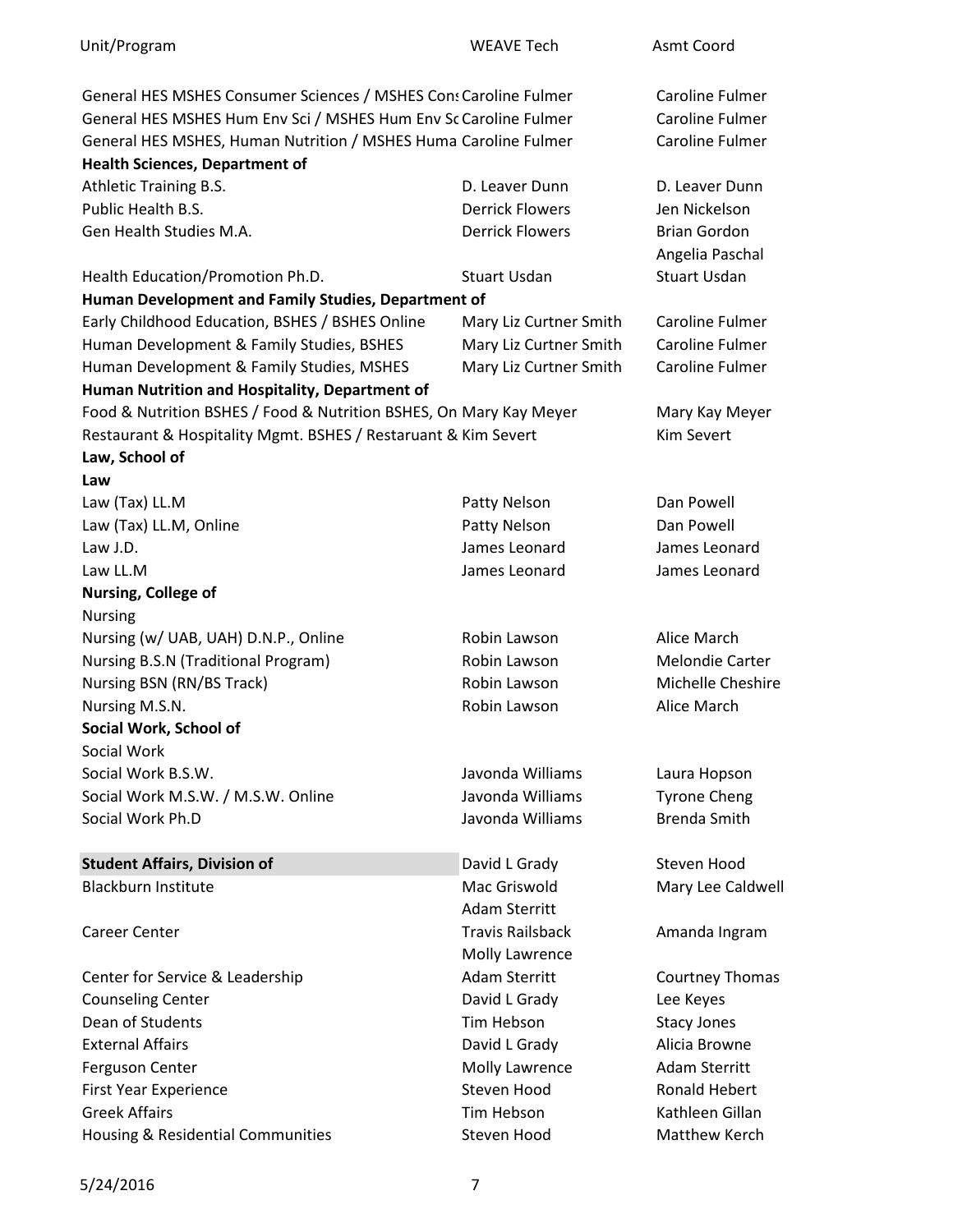| Unit/Program | WEAVE Tech | Asmt Coord |
|---|---|---|
| General HES MSHES Consumer Sciences / MSHES Cons | Caroline Fulmer | Caroline Fulmer |
| General HES MSHES Hum Env Sci / MSHES Hum Env Sc | Caroline Fulmer | Caroline Fulmer |
| General HES MSHES, Human Nutrition / MSHES Huma | Caroline Fulmer | Caroline Fulmer |
| **Health Sciences, Department of** | | |
| Athletic Training B.S. | D. Leaver Dunn | D. Leaver Dunn |
| Public Health B.S. | Derrick Flowers | Jen Nickelson |
| Gen Health Studies M.A. | Derrick Flowers | Brian Gordon<br>Angelia Paschal |
| Health Education/Promotion Ph.D. | Stuart Usdan | Stuart Usdan |
| **Human Development and Family Studies, Department of** | | |
| Early Childhood Education, BSHES / BSHES Online | Mary Liz Curtner Smith | Caroline Fulmer |
| Human Development & Family Studies, BSHES | Mary Liz Curtner Smith | Caroline Fulmer |
| Human Development & Family Studies, MSHES | Mary Liz Curtner Smith | Caroline Fulmer |
| **Human Nutrition and Hospitality, Department of** | | |
| Food & Nutrition BSHES / Food & Nutrition BSHES, On | Mary Kay Meyer | Mary Kay Meyer |
| Restaurant & Hospitality Mgmt. BSHES / Restauraunt & | Kim Severt | Kim Severt |
| **Law, School of** | | |
| **Law** | | |
| Law (Tax) LL.M | Patty Nelson | Dan Powell |
| Law (Tax) LL.M, Online | Patty Nelson | Dan Powell |
| Law J.D. | James Leonard | James Leonard |
| Law LL.M | James Leonard | James Leonard |
| **Nursing, College of** | | |
| Nursing | | |
| Nursing (w/ UAB, UAH) D.N.P., Online | Robin Lawson | Alice March |
| Nursing B.S.N (Traditional Program) | Robin Lawson | Melondie Carter |
| Nursing BSN (RN/BS Track) | Robin Lawson | Michelle Cheshire |
| Nursing M.S.N. | Robin Lawson | Alice March |
| **Social Work, School of** | | |
| Social Work | | |
| Social Work B.S.W. | Javonda Williams | Laura Hopson |
| Social Work M.S.W. / M.S.W. Online | Javonda Williams | Tyrone Cheng |
| Social Work Ph.D | Javonda Williams | Brenda Smith |
| **Student Affairs, Division of** | David L Grady | Steven Hood |
| Blackburn Institute | Mac Griswold<br>Adam Sterritt | Mary Lee Caldwell |
| Career Center | Travis Railsback<br>Molly Lawrence | Amanda Ingram |
| Center for Service & Leadership | Adam Sterritt | Courtney Thomas |
| Counseling Center | David L Grady | Lee Keyes |
| Dean of Students | Tim Hebson | Stacy Jones |
| External Affairs | David L Grady | Alicia Browne |
| Ferguson Center | Molly Lawrence | Adam Sterritt |
| First Year Experience | Steven Hood | Ronald Hebert |
| Greek Affairs | Tim Hebson | Kathleen Gillan |
| Housing & Residential Communities | Steven Hood | Matthew Kerch |

5/24/2016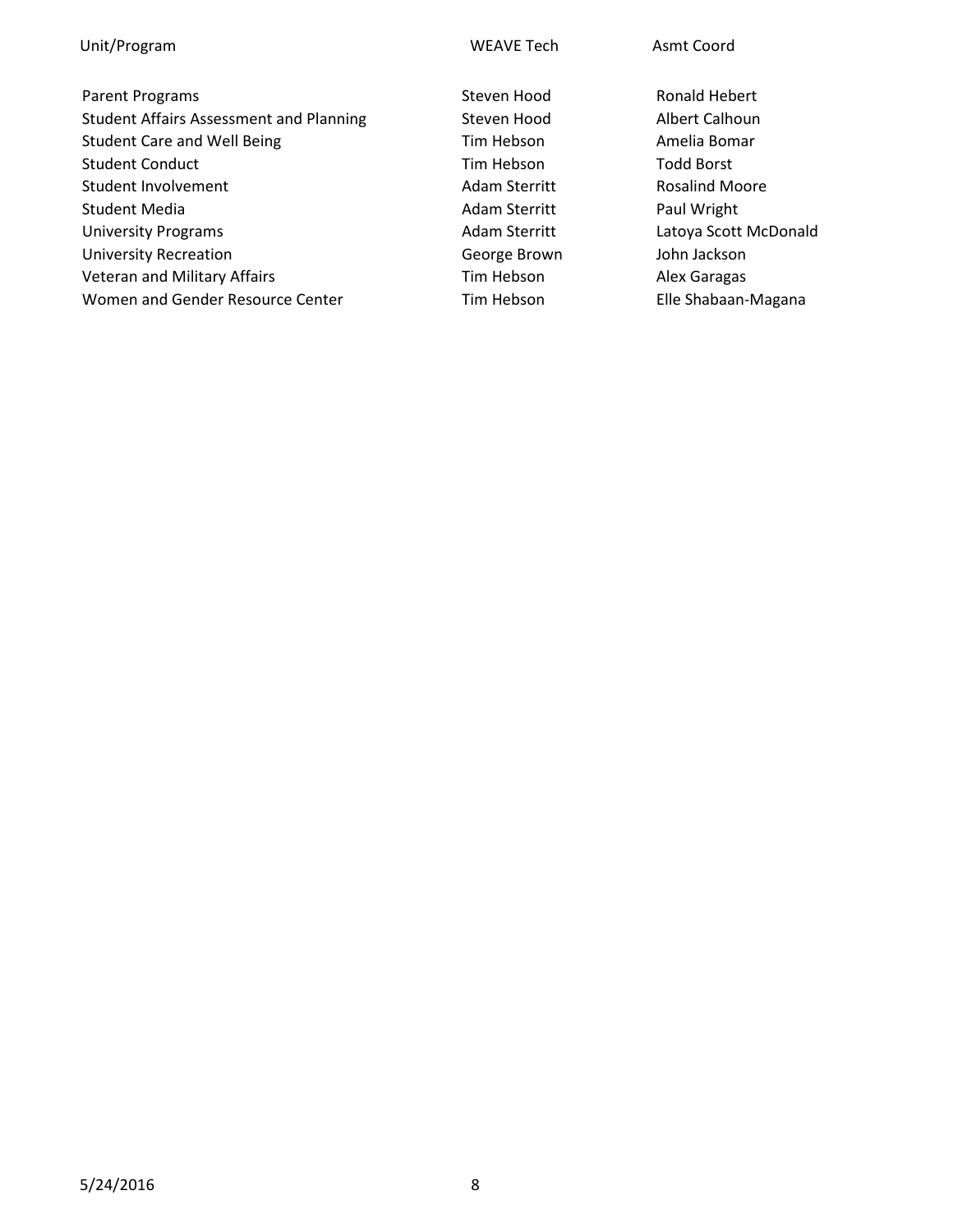| Unit/Program | WEAVE Tech | Asmt Coord |
| --- | --- | --- |
| Parent Programs | Steven Hood | Ronald Hebert |
| Student Affairs Assessment and Planning | Steven Hood | Albert Calhoun |
| Student Care and Well Being | Tim Hebson | Amelia Bomar |
| Student Conduct | Tim Hebson | Todd Borst |
| Student Involvement | Adam Sterritt | Rosalind Moore |
| Student Media | Adam Sterritt | Paul Wright |
| University Programs | Adam Sterritt | Latoya Scott McDonald |
| University Recreation | George Brown | John Jackson |
| Veteran and Military Affairs | Tim Hebson | Alex Garagas |
| Women and Gender Resource Center | Tim Hebson | Elle Shabaan-Magana |